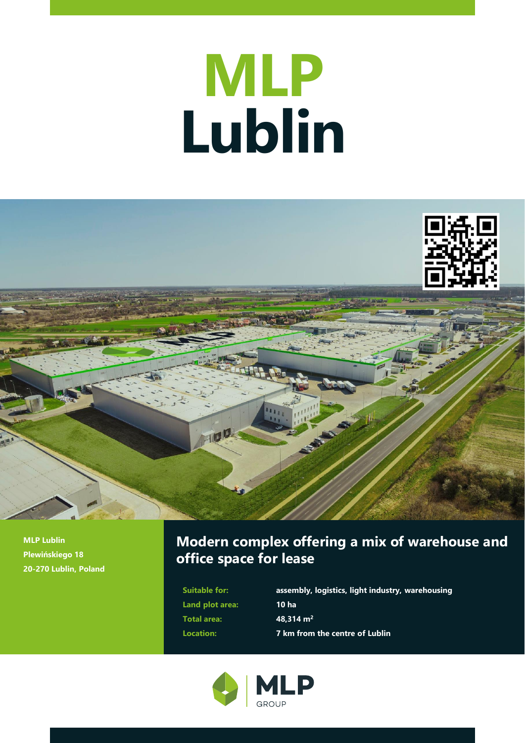# MLP
# Lublin

**MLP Lublin**
**Plewińskiego 18**
**20-270 Lublin, Poland**

## Modern complex offering a mix of warehouse and office space for lease

| | |
|---|---|
| **Suitable for:** | **assembly, logistics, light industry, warehousing** |
| **Land plot area:** | **10 ha** |
| **Total area:** | **48,314 m$^2$** |
| **Location:** | **7 km from the centre of Lublin** |

MLP GROUP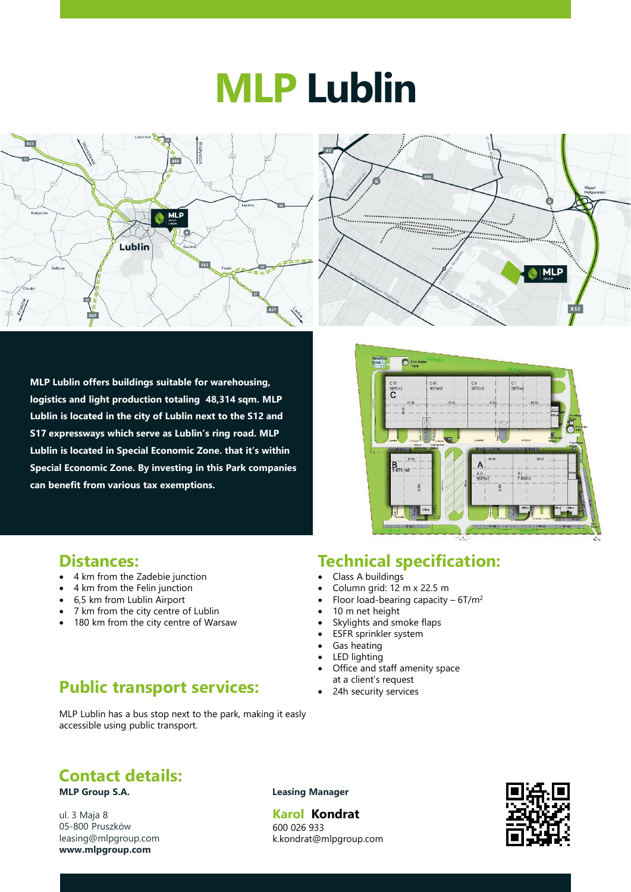# MLP Lublin

MLP Lublin offers buildings suitable for warehousing, logistics and light production totaling 48,314 sqm. MLP Lublin is located in the city of Lublin next to the S12 and S17 expressways which serve as Lublin's ring road. MLP Lublin is located in Special Economic Zone. that it's within Special Economic Zone. By investing in this Park companies can benefit from various tax exemptions.

## Distances:

- 4 km from the Zadebie junction
- 4 km from the Felin junction
- 6,5 km from Lublin Airport
- 7 km from the city centre of Lublin
- 180 km from the city centre of Warsaw

## Public transport services:

MLP Lublin has a bus stop next to the park, making it easly accessible using public transport.

## Technical specification:

- Class A buildings
- Column grid: 12 m x 22.5 m
- Floor load-bearing capacity – 6T/m$^2$
- 10 m net height
- Skylights and smoke flaps
- ESFR sprinkler system
- Gas heating
- LED lighting
- Office and staff amenity space at a client's request
- 24h security services

## Contact details:

**MLP Group S.A.**

ul. 3 Maja 8
05-800 Pruszków
leasing@mlpgroup.com
**www.mlpgroup.com**

**Leasing Manager**

**Karol Kondrat**
600 026 933
k.kondrat@mlpgroup.com